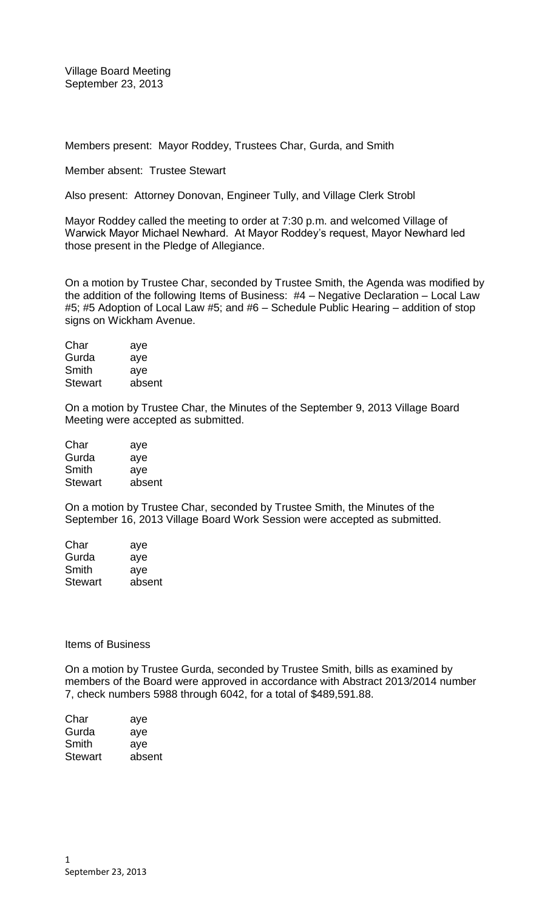Village Board Meeting
September 23, 2013

Members present: Mayor Roddey, Trustees Char, Gurda, and Smith

Member absent: Trustee Stewart

Also present: Attorney Donovan, Engineer Tully, and Village Clerk Strobl

Mayor Roddey called the meeting to order at 7:30 p.m. and welcomed Village of Warwick Mayor Michael Newhard. At Mayor Roddey's request, Mayor Newhard led those present in the Pledge of Allegiance.

On a motion by Trustee Char, seconded by Trustee Smith, the Agenda was modified by the addition of the following Items of Business: #4 – Negative Declaration – Local Law #5; #5 Adoption of Local Law #5; and #6 – Schedule Public Hearing – addition of stop signs on Wickham Avenue.

| | |
|---|---|
| Char | aye |
| Gurda | aye |
| Smith | aye |
| Stewart | absent |

On a motion by Trustee Char, the Minutes of the September 9, 2013 Village Board Meeting were accepted as submitted.

| | |
|---|---|
| Char | aye |
| Gurda | aye |
| Smith | aye |
| Stewart | absent |

On a motion by Trustee Char, seconded by Trustee Smith, the Minutes of the September 16, 2013 Village Board Work Session were accepted as submitted.

| | |
|---|---|
| Char | aye |
| Gurda | aye |
| Smith | aye |
| Stewart | absent |

Items of Business

On a motion by Trustee Gurda, seconded by Trustee Smith, bills as examined by members of the Board were approved in accordance with Abstract 2013/2014 number 7, check numbers 5988 through 6042, for a total of $489,591.88.

| | |
|---|---|
| Char | aye |
| Gurda | aye |
| Smith | aye |
| Stewart | absent |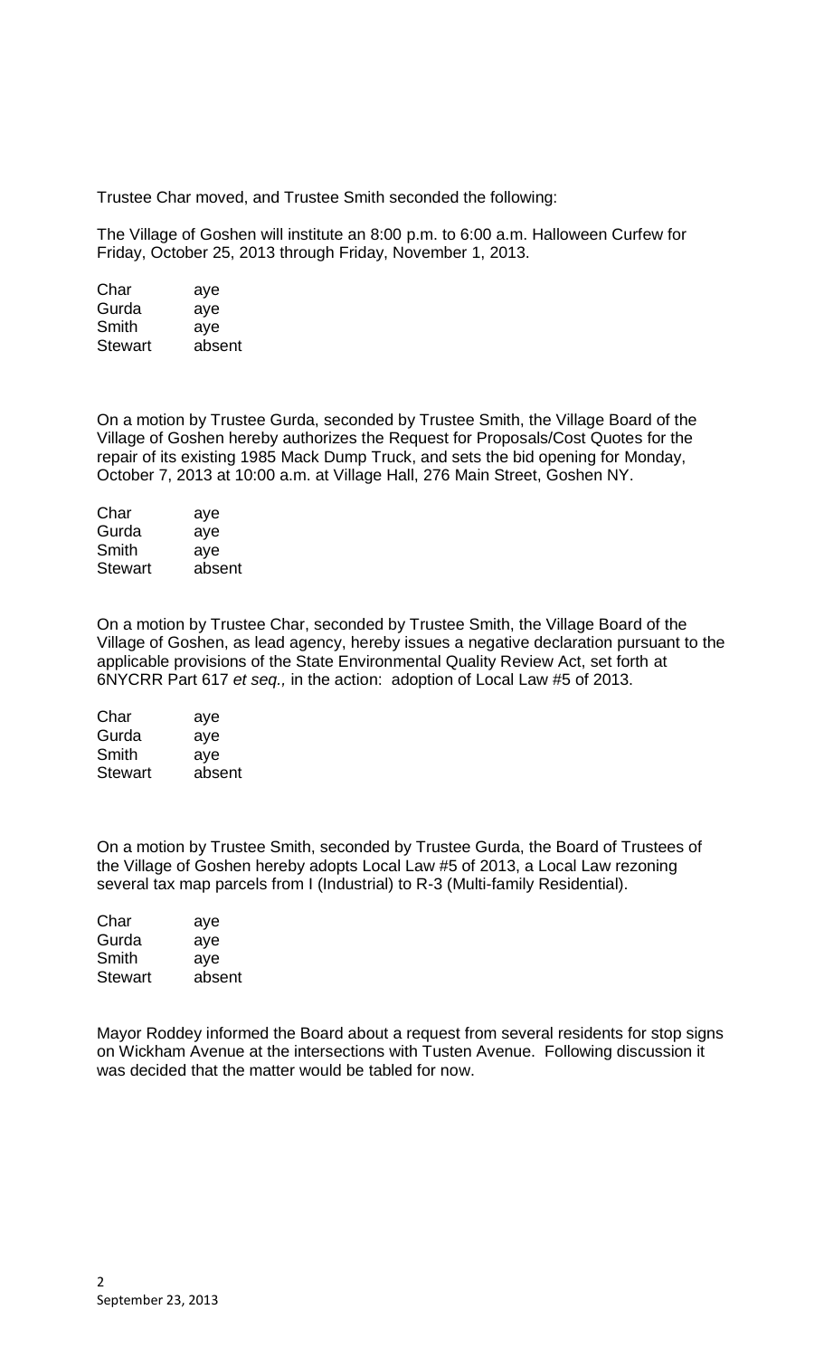Trustee Char moved, and Trustee Smith seconded the following:

The Village of Goshen will institute an 8:00 p.m. to 6:00 a.m. Halloween Curfew for Friday, October 25, 2013 through Friday, November 1, 2013.

| Char | aye |
|---|---|
| Gurda | aye |
| Smith | aye |
| Stewart | absent |

On a motion by Trustee Gurda, seconded by Trustee Smith, the Village Board of the Village of Goshen hereby authorizes the Request for Proposals/Cost Quotes for the repair of its existing 1985 Mack Dump Truck, and sets the bid opening for Monday, October 7, 2013 at 10:00 a.m. at Village Hall, 276 Main Street, Goshen NY.

| Char | aye |
|---|---|
| Gurda | aye |
| Smith | aye |
| Stewart | absent |

On a motion by Trustee Char, seconded by Trustee Smith, the Village Board of the Village of Goshen, as lead agency, hereby issues a negative declaration pursuant to the applicable provisions of the State Environmental Quality Review Act, set forth at 6NYCRR Part 617 *et seq.,* in the action: adoption of Local Law #5 of 2013.

| Char | aye |
|---|---|
| Gurda | aye |
| Smith | aye |
| Stewart | absent |

On a motion by Trustee Smith, seconded by Trustee Gurda, the Board of Trustees of the Village of Goshen hereby adopts Local Law #5 of 2013, a Local Law rezoning several tax map parcels from I (Industrial) to R-3 (Multi-family Residential).

| Char | aye |
|---|---|
| Gurda | aye |
| Smith | aye |
| Stewart | absent |

Mayor Roddey informed the Board about a request from several residents for stop signs on Wickham Avenue at the intersections with Tusten Avenue. Following discussion it was decided that the matter would be tabled for now.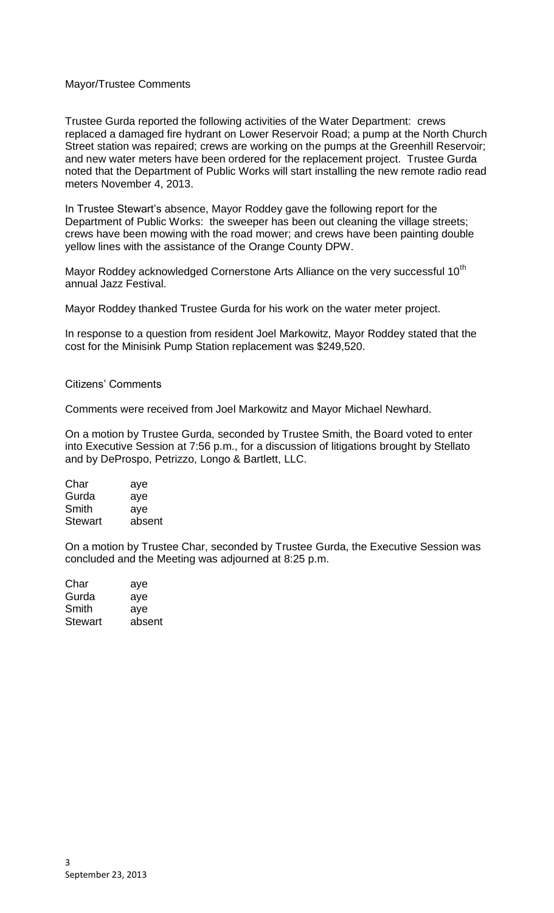Mayor/Trustee Comments

Trustee Gurda reported the following activities of the Water Department: crews replaced a damaged fire hydrant on Lower Reservoir Road; a pump at the North Church Street station was repaired; crews are working on the pumps at the Greenhill Reservoir; and new water meters have been ordered for the replacement project. Trustee Gurda noted that the Department of Public Works will start installing the new remote radio read meters November 4, 2013.

In Trustee Stewart's absence, Mayor Roddey gave the following report for the Department of Public Works: the sweeper has been out cleaning the village streets; crews have been mowing with the road mower; and crews have been painting double yellow lines with the assistance of the Orange County DPW.

Mayor Roddey acknowledged Cornerstone Arts Alliance on the very successful 10th annual Jazz Festival.

Mayor Roddey thanked Trustee Gurda for his work on the water meter project.

In response to a question from resident Joel Markowitz, Mayor Roddey stated that the cost for the Minisink Pump Station replacement was $249,520.

Citizens' Comments

Comments were received from Joel Markowitz and Mayor Michael Newhard.

On a motion by Trustee Gurda, seconded by Trustee Smith, the Board voted to enter into Executive Session at 7:56 p.m., for a discussion of litigations brought by Stellato and by DeProspo, Petrizzo, Longo & Bartlett, LLC.

| | |
|---|---|
| Char | aye |
| Gurda | aye |
| Smith | aye |
| Stewart | absent |

On a motion by Trustee Char, seconded by Trustee Gurda, the Executive Session was concluded and the Meeting was adjourned at 8:25 p.m.

| | |
|---|---|
| Char | aye |
| Gurda | aye |
| Smith | aye |
| Stewart | absent |